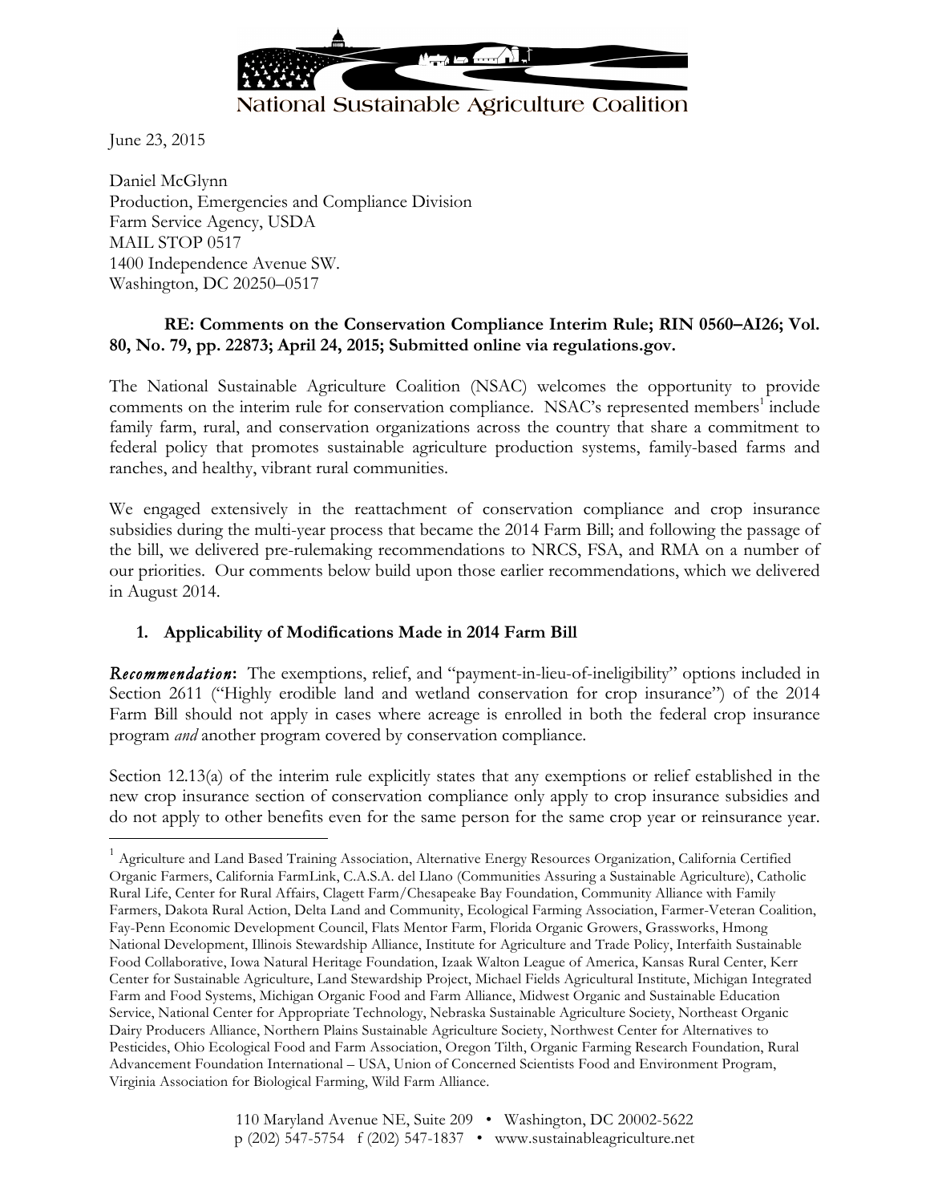National Sustainable Agriculture Coalition

June 23, 2015

Daniel McGlynn
Production, Emergencies and Compliance Division
Farm Service Agency, USDA
MAIL STOP 0517
1400 Independence Avenue SW.
Washington, DC 20250–0517

**RE: Comments on the Conservation Compliance Interim Rule; RIN 0560–AI26; Vol. 80, No. 79, pp. 22873; April 24, 2015; Submitted online via regulations.gov.**

The National Sustainable Agriculture Coalition (NSAC) welcomes the opportunity to provide comments on the interim rule for conservation compliance. NSAC's represented members[1] include family farm, rural, and conservation organizations across the country that share a commitment to federal policy that promotes sustainable agriculture production systems, family-based farms and ranches, and healthy, vibrant rural communities.

We engaged extensively in the reattachment of conservation compliance and crop insurance subsidies during the multi-year process that became the 2014 Farm Bill; and following the passage of the bill, we delivered pre-rulemaking recommendations to NRCS, FSA, and RMA on a number of our priorities. Our comments below build upon those earlier recommendations, which we delivered in August 2014.

## 1. Applicability of Modifications Made in 2014 Farm Bill

***Recommendation*:** The exemptions, relief, and "payment-in-lieu-of-ineligibility" options included in Section 2611 ("Highly erodible land and wetland conservation for crop insurance") of the 2014 Farm Bill should not apply in cases where acreage is enrolled in both the federal crop insurance program *and* another program covered by conservation compliance.

Section 12.13(a) of the interim rule explicitly states that any exemptions or relief established in the new crop insurance section of conservation compliance only apply to crop insurance subsidies and do not apply to other benefits even for the same person for the same crop year or reinsurance year.

[1] Agriculture and Land Based Training Association, Alternative Energy Resources Organization, California Certified Organic Farmers, California FarmLink, C.A.S.A. del Llano (Communities Assuring a Sustainable Agriculture), Catholic Rural Life, Center for Rural Affairs, Clagett Farm/Chesapeake Bay Foundation, Community Alliance with Family Farmers, Dakota Rural Action, Delta Land and Community, Ecological Farming Association, Farmer-Veteran Coalition, Fay-Penn Economic Development Council, Flats Mentor Farm, Florida Organic Growers, Grassworks, Hmong National Development, Illinois Stewardship Alliance, Institute for Agriculture and Trade Policy, Interfaith Sustainable Food Collaborative, Iowa Natural Heritage Foundation, Izaak Walton League of America, Kansas Rural Center, Kerr Center for Sustainable Agriculture, Land Stewardship Project, Michael Fields Agricultural Institute, Michigan Integrated Farm and Food Systems, Michigan Organic Food and Farm Alliance, Midwest Organic and Sustainable Education Service, National Center for Appropriate Technology, Nebraska Sustainable Agriculture Society, Northeast Organic Dairy Producers Alliance, Northern Plains Sustainable Agriculture Society, Northwest Center for Alternatives to Pesticides, Ohio Ecological Food and Farm Association, Oregon Tilth, Organic Farming Research Foundation, Rural Advancement Foundation International – USA, Union of Concerned Scientists Food and Environment Program, Virginia Association for Biological Farming, Wild Farm Alliance.

110 Maryland Avenue NE, Suite 209 • Washington, DC 20002-5622
p (202) 547-5754 f (202) 547-1837 • www.sustainableagriculture.net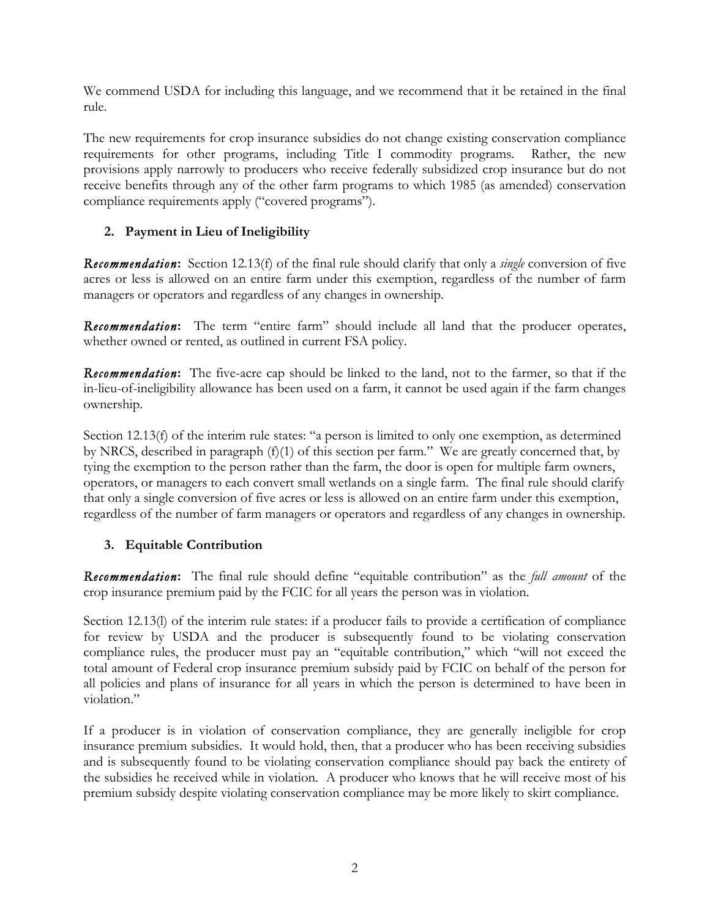We commend USDA for including this language, and we recommend that it be retained in the final rule.

The new requirements for crop insurance subsidies do not change existing conservation compliance requirements for other programs, including Title I commodity programs. Rather, the new provisions apply narrowly to producers who receive federally subsidized crop insurance but do not receive benefits through any of the other farm programs to which 1985 (as amended) conservation compliance requirements apply ("covered programs").

## 2. Payment in Lieu of Ineligibility

***Recommendation*:** Section 12.13(f) of the final rule should clarify that only a *single* conversion of five acres or less is allowed on an entire farm under this exemption, regardless of the number of farm managers or operators and regardless of any changes in ownership.

***Recommendation*:** The term "entire farm" should include all land that the producer operates, whether owned or rented, as outlined in current FSA policy.

***Recommendation*:** The five-acre cap should be linked to the land, not to the farmer, so that if the in-lieu-of-ineligibility allowance has been used on a farm, it cannot be used again if the farm changes ownership.

Section 12.13(f) of the interim rule states: "a person is limited to only one exemption, as determined by NRCS, described in paragraph (f)(1) of this section per farm." We are greatly concerned that, by tying the exemption to the person rather than the farm, the door is open for multiple farm owners, operators, or managers to each convert small wetlands on a single farm. The final rule should clarify that only a single conversion of five acres or less is allowed on an entire farm under this exemption, regardless of the number of farm managers or operators and regardless of any changes in ownership.

## 3. Equitable Contribution

***Recommendation*:** The final rule should define "equitable contribution" as the *full amount* of the crop insurance premium paid by the FCIC for all years the person was in violation.

Section 12.13(l) of the interim rule states: if a producer fails to provide a certification of compliance for review by USDA and the producer is subsequently found to be violating conservation compliance rules, the producer must pay an "equitable contribution," which "will not exceed the total amount of Federal crop insurance premium subsidy paid by FCIC on behalf of the person for all policies and plans of insurance for all years in which the person is determined to have been in violation."

If a producer is in violation of conservation compliance, they are generally ineligible for crop insurance premium subsidies. It would hold, then, that a producer who has been receiving subsidies and is subsequently found to be violating conservation compliance should pay back the entirety of the subsidies he received while in violation. A producer who knows that he will receive most of his premium subsidy despite violating conservation compliance may be more likely to skirt compliance.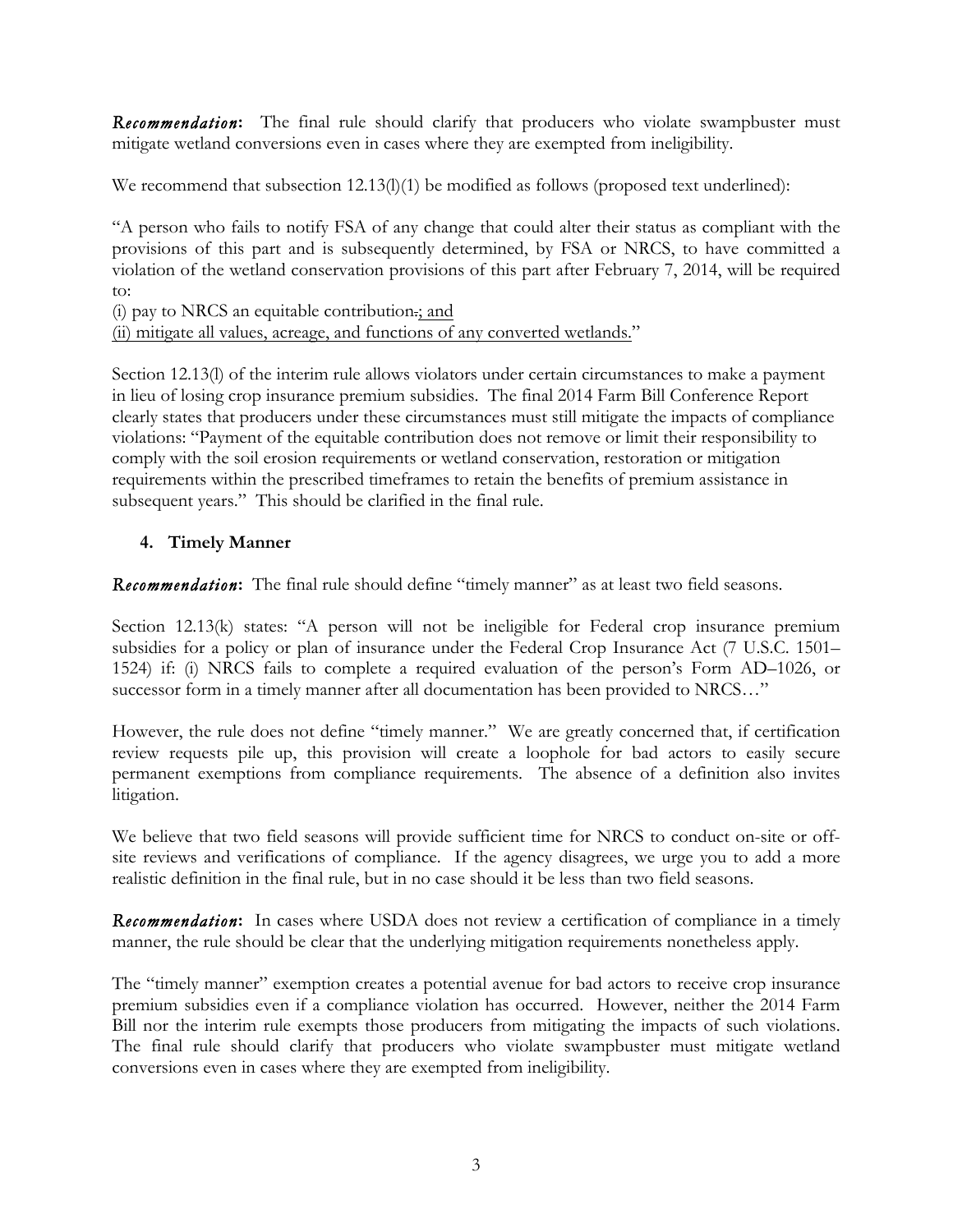***Recommendation*:** The final rule should clarify that producers who violate swampbuster must mitigate wetland conversions even in cases where they are exempted from ineligibility.

We recommend that subsection 12.13(l)(1) be modified as follows (proposed text underlined):

"A person who fails to notify FSA of any change that could alter their status as compliant with the provisions of this part and is subsequently determined, by FSA or NRCS, to have committed a violation of the wetland conservation provisions of this part after February 7, 2014, will be required to:

(i) pay to NRCS an equitable contribution~~.~~<u>; and</u>

<u>(ii) mitigate all values, acreage, and functions of any converted wetlands.</u>"

Section 12.13(l) of the interim rule allows violators under certain circumstances to make a payment in lieu of losing crop insurance premium subsidies. The final 2014 Farm Bill Conference Report clearly states that producers under these circumstances must still mitigate the impacts of compliance violations: "Payment of the equitable contribution does not remove or limit their responsibility to comply with the soil erosion requirements or wetland conservation, restoration or mitigation requirements within the prescribed timeframes to retain the benefits of premium assistance in subsequent years." This should be clarified in the final rule.

## 4. Timely Manner

***Recommendation*:** The final rule should define "timely manner" as at least two field seasons.

Section 12.13(k) states: "A person will not be ineligible for Federal crop insurance premium subsidies for a policy or plan of insurance under the Federal Crop Insurance Act (7 U.S.C. 1501–1524) if: (i) NRCS fails to complete a required evaluation of the person's Form AD–1026, or successor form in a timely manner after all documentation has been provided to NRCS…"

However, the rule does not define "timely manner." We are greatly concerned that, if certification review requests pile up, this provision will create a loophole for bad actors to easily secure permanent exemptions from compliance requirements. The absence of a definition also invites litigation.

We believe that two field seasons will provide sufficient time for NRCS to conduct on-site or off-site reviews and verifications of compliance. If the agency disagrees, we urge you to add a more realistic definition in the final rule, but in no case should it be less than two field seasons.

***Recommendation*:** In cases where USDA does not review a certification of compliance in a timely manner, the rule should be clear that the underlying mitigation requirements nonetheless apply.

The "timely manner" exemption creates a potential avenue for bad actors to receive crop insurance premium subsidies even if a compliance violation has occurred. However, neither the 2014 Farm Bill nor the interim rule exempts those producers from mitigating the impacts of such violations. The final rule should clarify that producers who violate swampbuster must mitigate wetland conversions even in cases where they are exempted from ineligibility.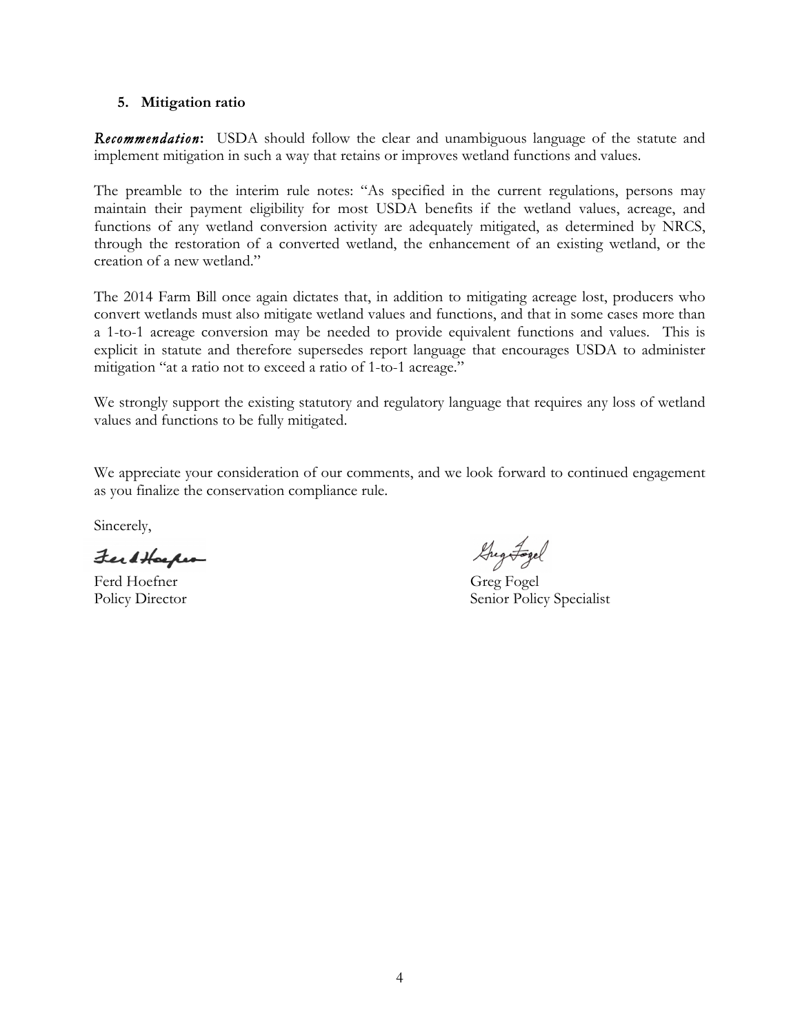### 5. Mitigation ratio

***Recommendation*****:** USDA should follow the clear and unambiguous language of the statute and implement mitigation in such a way that retains or improves wetland functions and values.

The preamble to the interim rule notes: "As specified in the current regulations, persons may maintain their payment eligibility for most USDA benefits if the wetland values, acreage, and functions of any wetland conversion activity are adequately mitigated, as determined by NRCS, through the restoration of a converted wetland, the enhancement of an existing wetland, or the creation of a new wetland."

The 2014 Farm Bill once again dictates that, in addition to mitigating acreage lost, producers who convert wetlands must also mitigate wetland values and functions, and that in some cases more than a 1-to-1 acreage conversion may be needed to provide equivalent functions and values. This is explicit in statute and therefore supersedes report language that encourages USDA to administer mitigation "at a ratio not to exceed a ratio of 1-to-1 acreage."

We strongly support the existing statutory and regulatory language that requires any loss of wetland values and functions to be fully mitigated.

We appreciate your consideration of our comments, and we look forward to continued engagement as you finalize the conservation compliance rule.

Sincerely,

Ferd Hoefner
Policy Director

Greg Fogel
Senior Policy Specialist